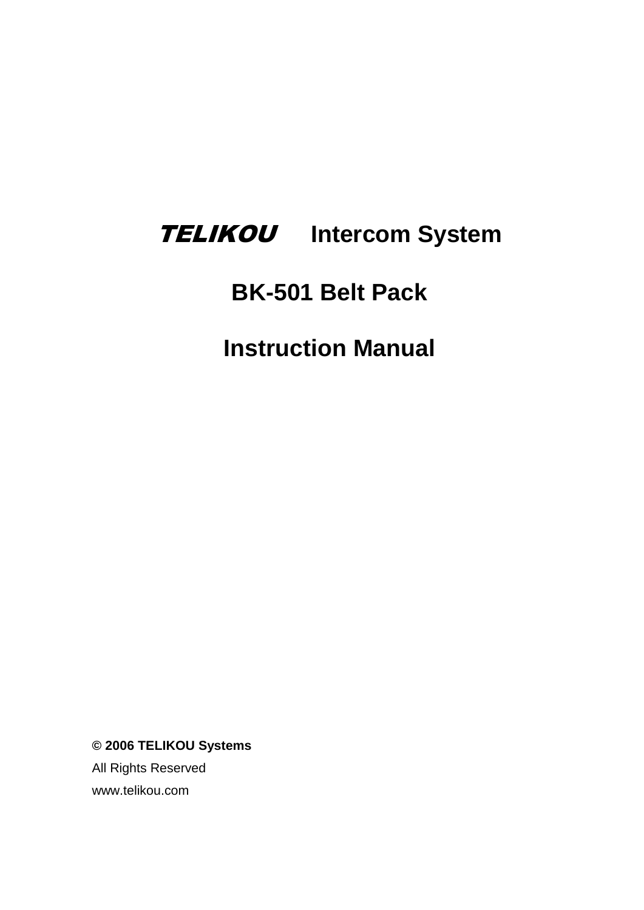# *TELIKOU* Intercom System

# BK-501 Belt Pack

# Instruction Manual

**© 2006 TELIKOU Systems**

All Rights Reserved

www.telikou.com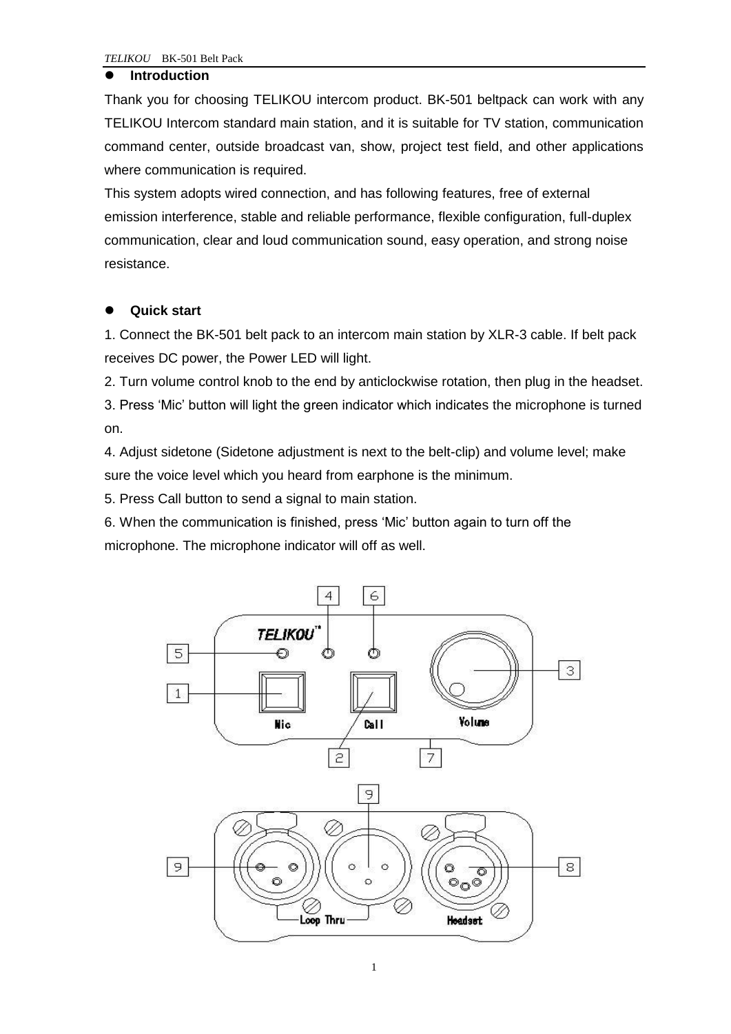## Introduction

Thank you for choosing TELIKOU intercom product. BK-501 beltpack can work with any TELIKOU Intercom standard main station, and it is suitable for TV station, communication command center, outside broadcast van, show, project test field, and other applications where communication is required.

This system adopts wired connection, and has following features, free of external emission interference, stable and reliable performance, flexible configuration, full-duplex communication, clear and loud communication sound, easy operation, and strong noise resistance.

## Quick start

1. Connect the BK-501 belt pack to an intercom main station by XLR-3 cable. If belt pack receives DC power, the Power LED will light.
2. Turn volume control knob to the end by anticlockwise rotation, then plug in the headset.
3. Press 'Mic' button will light the green indicator which indicates the microphone is turned on.
4. Adjust sidetone (Sidetone adjustment is next to the belt-clip) and volume level; make sure the voice level which you heard from earphone is the minimum.
5. Press Call button to send a signal to main station.
6. When the communication is finished, press 'Mic' button again to turn off the microphone. The microphone indicator will off as well.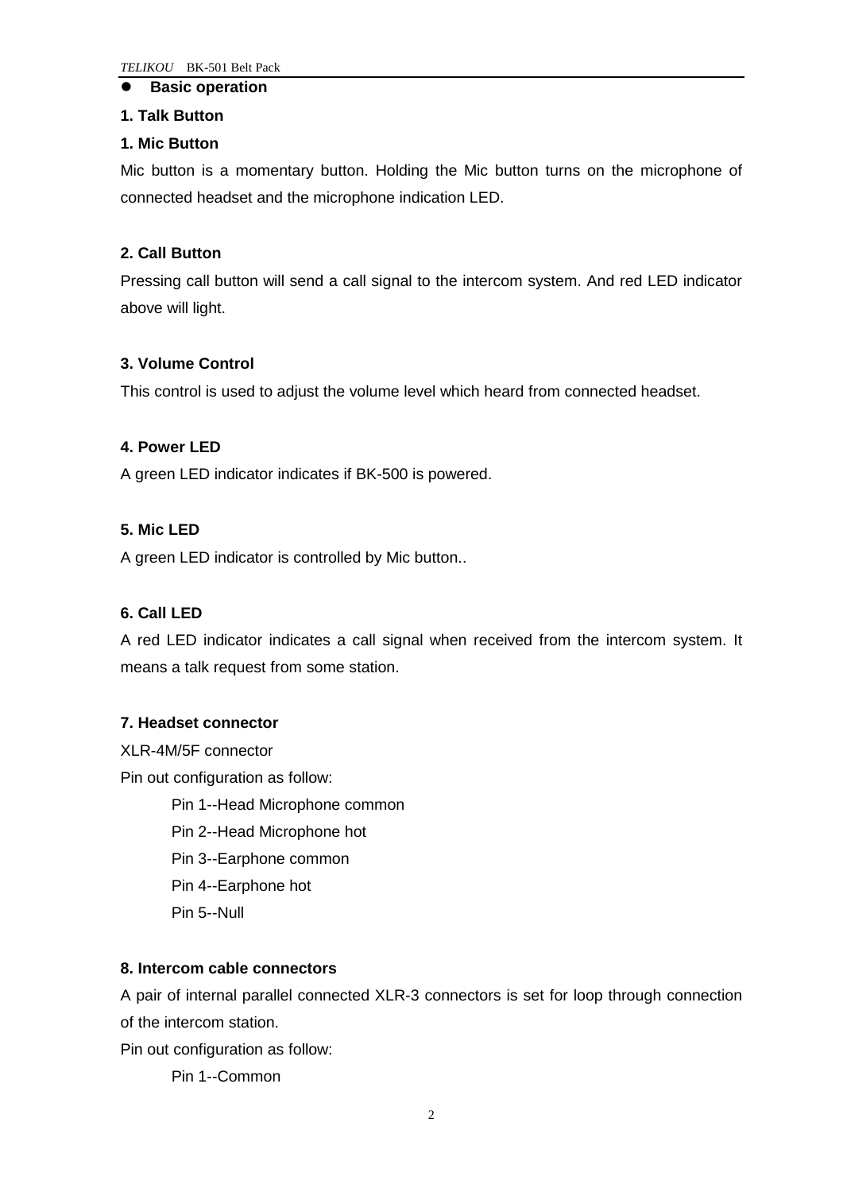- **Basic operation**

**1. Talk Button**

**1. Mic Button**

Mic button is a momentary button. Holding the Mic button turns on the microphone of connected headset and the microphone indication LED.

**2. Call Button**

Pressing call button will send a call signal to the intercom system. And red LED indicator above will light.

**3. Volume Control**

This control is used to adjust the volume level which heard from connected headset.

**4. Power LED**

A green LED indicator indicates if BK-500 is powered.

**5. Mic LED**

A green LED indicator is controlled by Mic button..

**6. Call LED**

A red LED indicator indicates a call signal when received from the intercom system. It means a talk request from some station.

**7. Headset connector**

XLR-4M/5F connector

Pin out configuration as follow:

Pin 1--Head Microphone common

Pin 2--Head Microphone hot

Pin 3--Earphone common

Pin 4--Earphone hot

Pin 5--Null

**8. Intercom cable connectors**

A pair of internal parallel connected XLR-3 connectors is set for loop through connection of the intercom station.

Pin out configuration as follow:

Pin 1--Common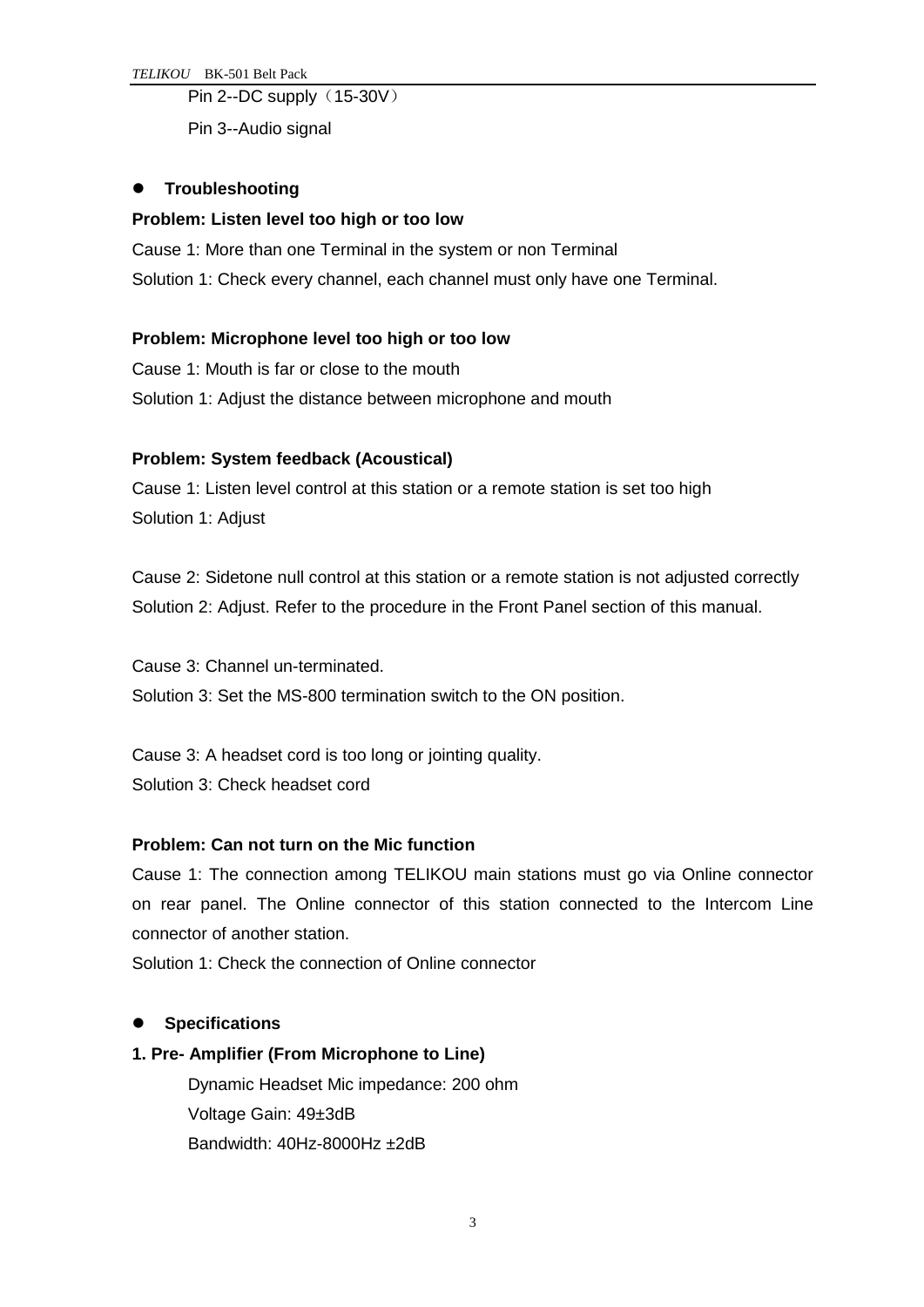Pin 2--DC supply（15-30V）

Pin 3--Audio signal

- **Troubleshooting**

**Problem: Listen level too high or too low**

Cause 1: More than one Terminal in the system or non Terminal

Solution 1: Check every channel, each channel must only have one Terminal.

**Problem: Microphone level too high or too low**

Cause 1: Mouth is far or close to the mouth

Solution 1: Adjust the distance between microphone and mouth

**Problem: System feedback (Acoustical)**

Cause 1: Listen level control at this station or a remote station is set too high

Solution 1: Adjust

Cause 2: Sidetone null control at this station or a remote station is not adjusted correctly

Solution 2: Adjust. Refer to the procedure in the Front Panel section of this manual.

Cause 3: Channel un-terminated.

Solution 3: Set the MS-800 termination switch to the ON position.

Cause 3: A headset cord is too long or jointing quality.

Solution 3: Check headset cord

**Problem: Can not turn on the Mic function**

Cause 1: The connection among TELIKOU main stations must go via Online connector on rear panel. The Online connector of this station connected to the Intercom Line connector of another station.

Solution 1: Check the connection of Online connector

- **Specifications**

**1. Pre- Amplifier (From Microphone to Line)**

Dynamic Headset Mic impedance: 200 ohm

Voltage Gain: 49±3dB

Bandwidth: 40Hz-8000Hz ±2dB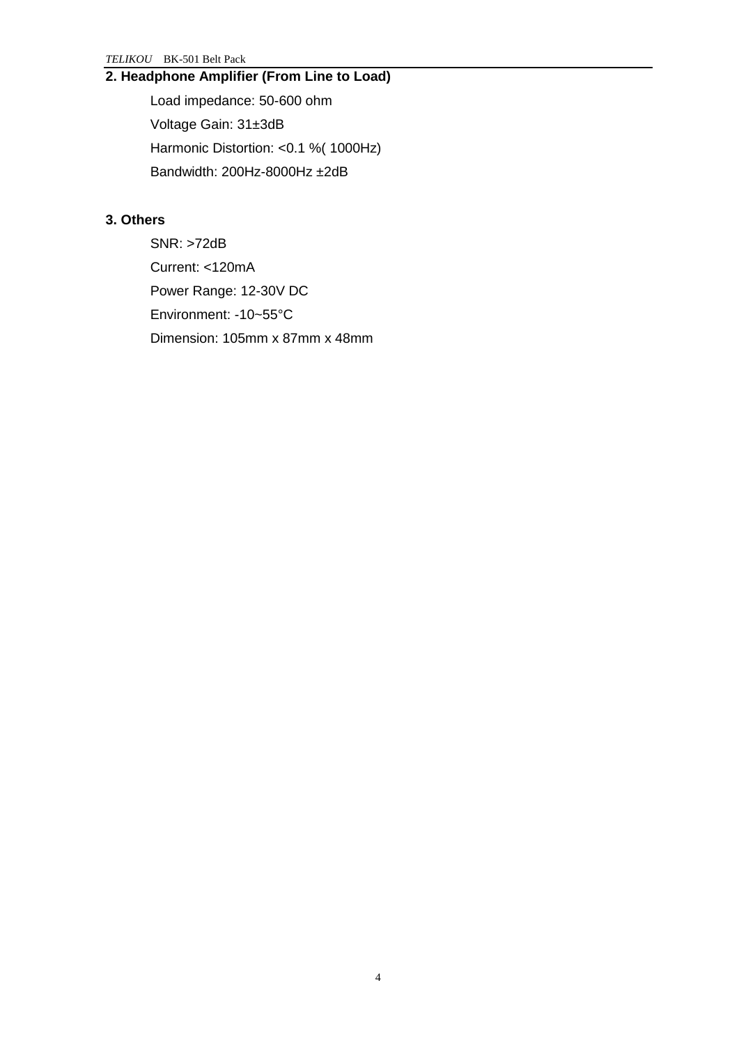## 2. Headphone Amplifier (From Line to Load)

Load impedance: 50-600 ohm

Voltage Gain: 31±3dB

Harmonic Distortion: <0.1 %( 1000Hz)

Bandwidth: 200Hz-8000Hz ±2dB

## 3. Others

SNR: >72dB

Current: <120mA

Power Range: 12-30V DC

Environment: -10~55°C

Dimension: 105mm x 87mm x 48mm